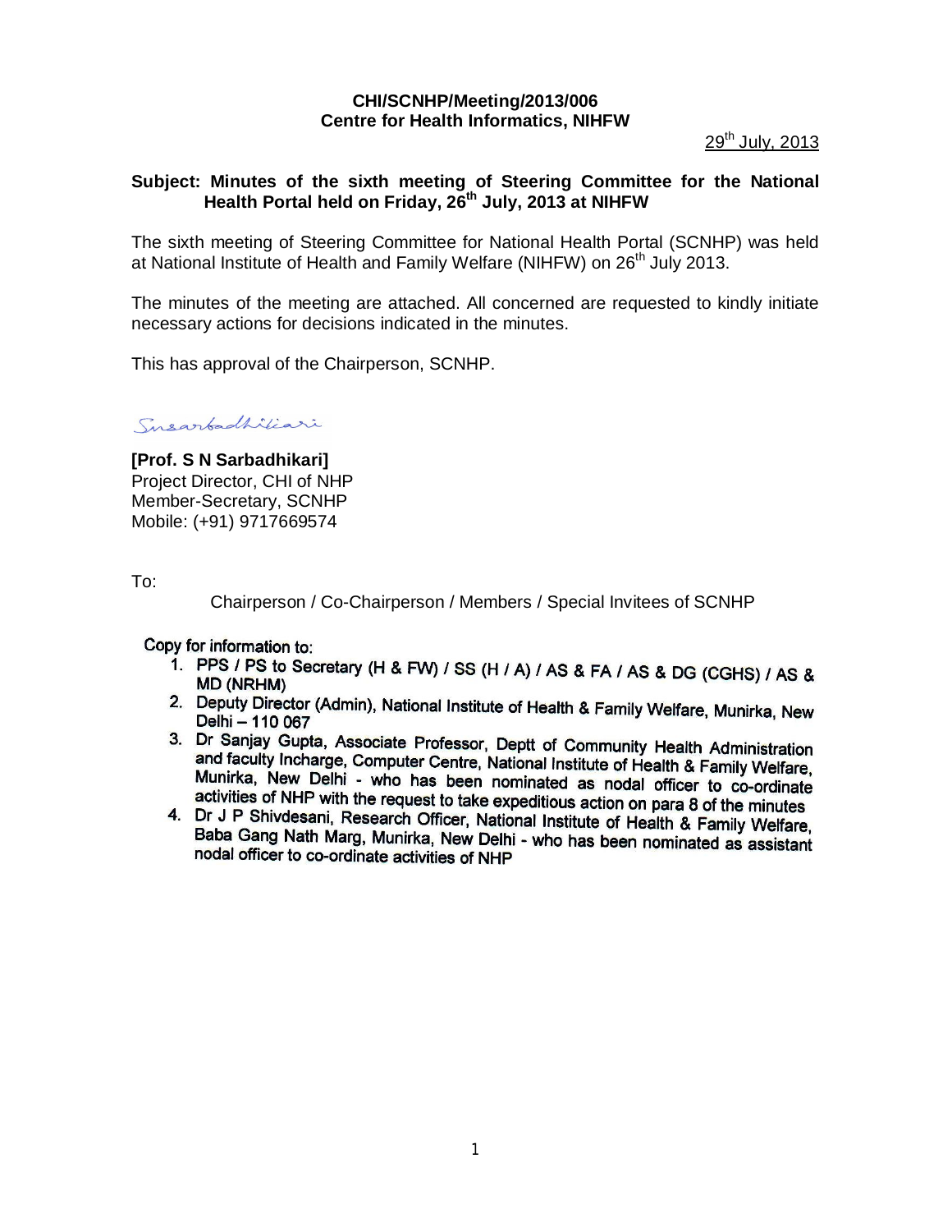**CHI/SCNHP/Meeting/2013/006**
**Centre for Health Informatics, NIHFW**

29th July, 2013

**Subject: Minutes of the sixth meeting of Steering Committee for the National Health Portal held on Friday, 26th July, 2013 at NIHFW**

The sixth meeting of Steering Committee for National Health Portal (SCNHP) was held at National Institute of Health and Family Welfare (NIHFW) on 26th July 2013.

The minutes of the meeting are attached. All concerned are requested to kindly initiate necessary actions for decisions indicated in the minutes.

This has approval of the Chairperson, SCNHP.

Snsarbadhikari

**[Prof. S N Sarbadhikari]**
Project Director, CHI of NHP
Member-Secretary, SCNHP
Mobile: (+91) 9717669574

To:

Chairperson / Co-Chairperson / Members / Special Invitees of SCNHP

Copy for information to:

1. PPS / PS to Secretary (H & FW) / SS (H / A) / AS & FA / AS & DG (CGHS) / AS & MD (NRHM)
2. Deputy Director (Admin), National Institute of Health & Family Welfare, Munirka, New Delhi – 110 067
3. Dr Sanjay Gupta, Associate Professor, Deptt of Community Health Administration and faculty Incharge, Computer Centre, National Institute of Health & Family Welfare, Munirka, New Delhi - who has been nominated as nodal officer to co-ordinate activities of NHP with the request to take expeditious action on para 8 of the minutes
4. Dr J P Shivdesani, Research Officer, National Institute of Health & Family Welfare, Baba Gang Nath Marg, Munirka, New Delhi - who has been nominated as assistant nodal officer to co-ordinate activities of NHP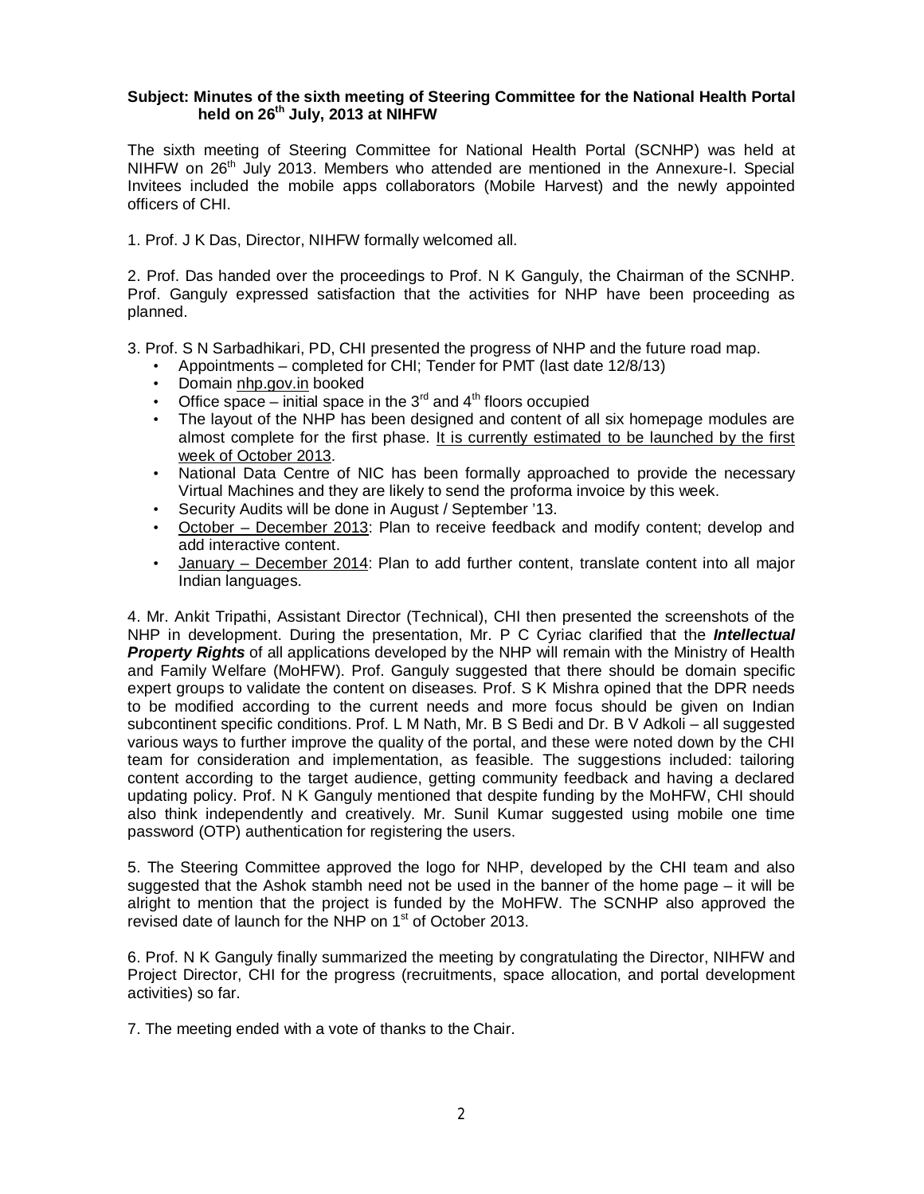**Subject: Minutes of the sixth meeting of Steering Committee for the National Health Portal held on 26th July, 2013 at NIHFW**

The sixth meeting of Steering Committee for National Health Portal (SCNHP) was held at NIHFW on 26th July 2013. Members who attended are mentioned in the Annexure-I. Special Invitees included the mobile apps collaborators (Mobile Harvest) and the newly appointed officers of CHI.

1. Prof. J K Das, Director, NIHFW formally welcomed all.

2. Prof. Das handed over the proceedings to Prof. N K Ganguly, the Chairman of the SCNHP. Prof. Ganguly expressed satisfaction that the activities for NHP have been proceeding as planned.

3. Prof. S N Sarbadhikari, PD, CHI presented the progress of NHP and the future road map.

- Appointments – completed for CHI; Tender for PMT (last date 12/8/13)
- Domain nhp.gov.in booked
- Office space – initial space in the 3rd and 4th floors occupied
- The layout of the NHP has been designed and content of all six homepage modules are almost complete for the first phase. It is currently estimated to be launched by the first week of October 2013.
- National Data Centre of NIC has been formally approached to provide the necessary Virtual Machines and they are likely to send the proforma invoice by this week.
- Security Audits will be done in August / September '13.
- October – December 2013: Plan to receive feedback and modify content; develop and add interactive content.
- January – December 2014: Plan to add further content, translate content into all major Indian languages.

4. Mr. Ankit Tripathi, Assistant Director (Technical), CHI then presented the screenshots of the NHP in development. During the presentation, Mr. P C Cyriac clarified that the ***Intellectual Property Rights*** of all applications developed by the NHP will remain with the Ministry of Health and Family Welfare (MoHFW). Prof. Ganguly suggested that there should be domain specific expert groups to validate the content on diseases. Prof. S K Mishra opined that the DPR needs to be modified according to the current needs and more focus should be given on Indian subcontinent specific conditions. Prof. L M Nath, Mr. B S Bedi and Dr. B V Adkoli – all suggested various ways to further improve the quality of the portal, and these were noted down by the CHI team for consideration and implementation, as feasible. The suggestions included: tailoring content according to the target audience, getting community feedback and having a declared updating policy. Prof. N K Ganguly mentioned that despite funding by the MoHFW, CHI should also think independently and creatively. Mr. Sunil Kumar suggested using mobile one time password (OTP) authentication for registering the users.

5. The Steering Committee approved the logo for NHP, developed by the CHI team and also suggested that the Ashok stambh need not be used in the banner of the home page – it will be alright to mention that the project is funded by the MoHFW. The SCNHP also approved the revised date of launch for the NHP on 1st of October 2013.

6. Prof. N K Ganguly finally summarized the meeting by congratulating the Director, NIHFW and Project Director, CHI for the progress (recruitments, space allocation, and portal development activities) so far.

7. The meeting ended with a vote of thanks to the Chair.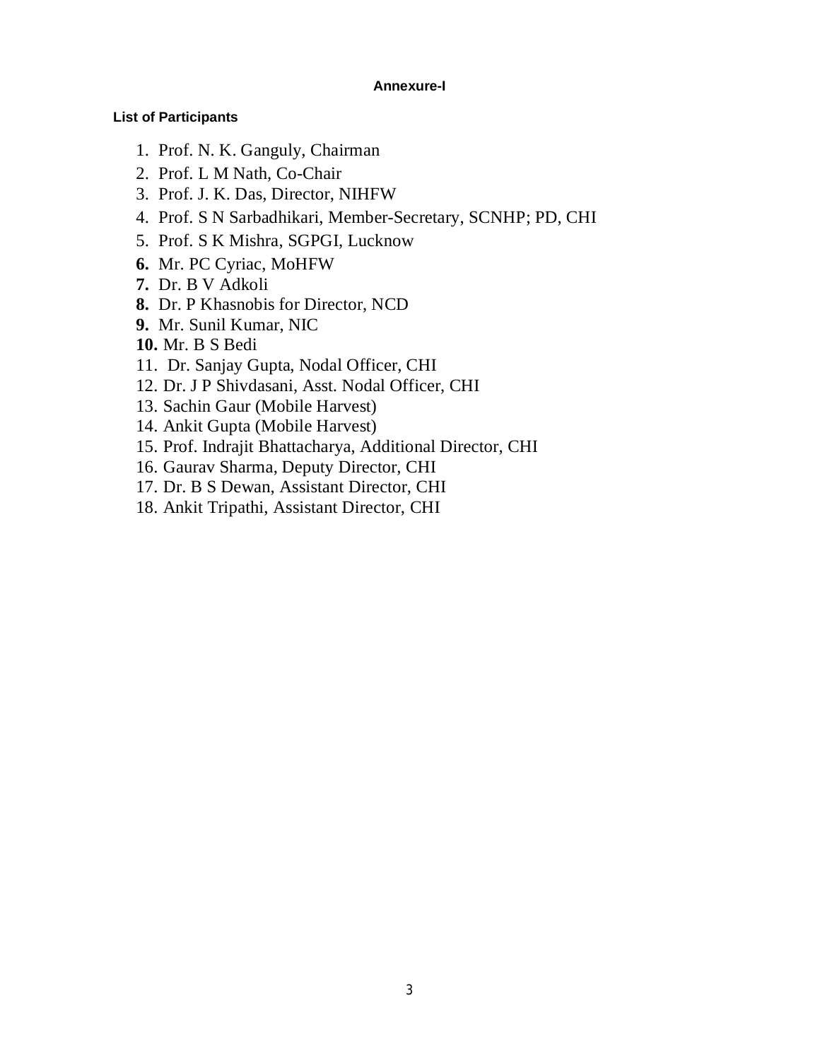**Annexure-I**

**List of Participants**

1. Prof. N. K. Ganguly, Chairman
2. Prof. L M Nath, Co-Chair
3. Prof. J. K. Das, Director, NIHFW
4. Prof. S N Sarbadhikari, Member-Secretary, SCNHP; PD, CHI
5. Prof. S K Mishra, SGPGI, Lucknow
6. Mr. PC Cyriac, MoHFW
7. Dr. B V Adkoli
8. Dr. P Khasnobis for Director, NCD
9. Mr. Sunil Kumar, NIC
10. Mr. B S Bedi
11. Dr. Sanjay Gupta, Nodal Officer, CHI
12. Dr. J P Shivdasani, Asst. Nodal Officer, CHI
13. Sachin Gaur (Mobile Harvest)
14. Ankit Gupta (Mobile Harvest)
15. Prof. Indrajit Bhattacharya, Additional Director, CHI
16. Gaurav Sharma, Deputy Director, CHI
17. Dr. B S Dewan, Assistant Director, CHI
18. Ankit Tripathi, Assistant Director, CHI